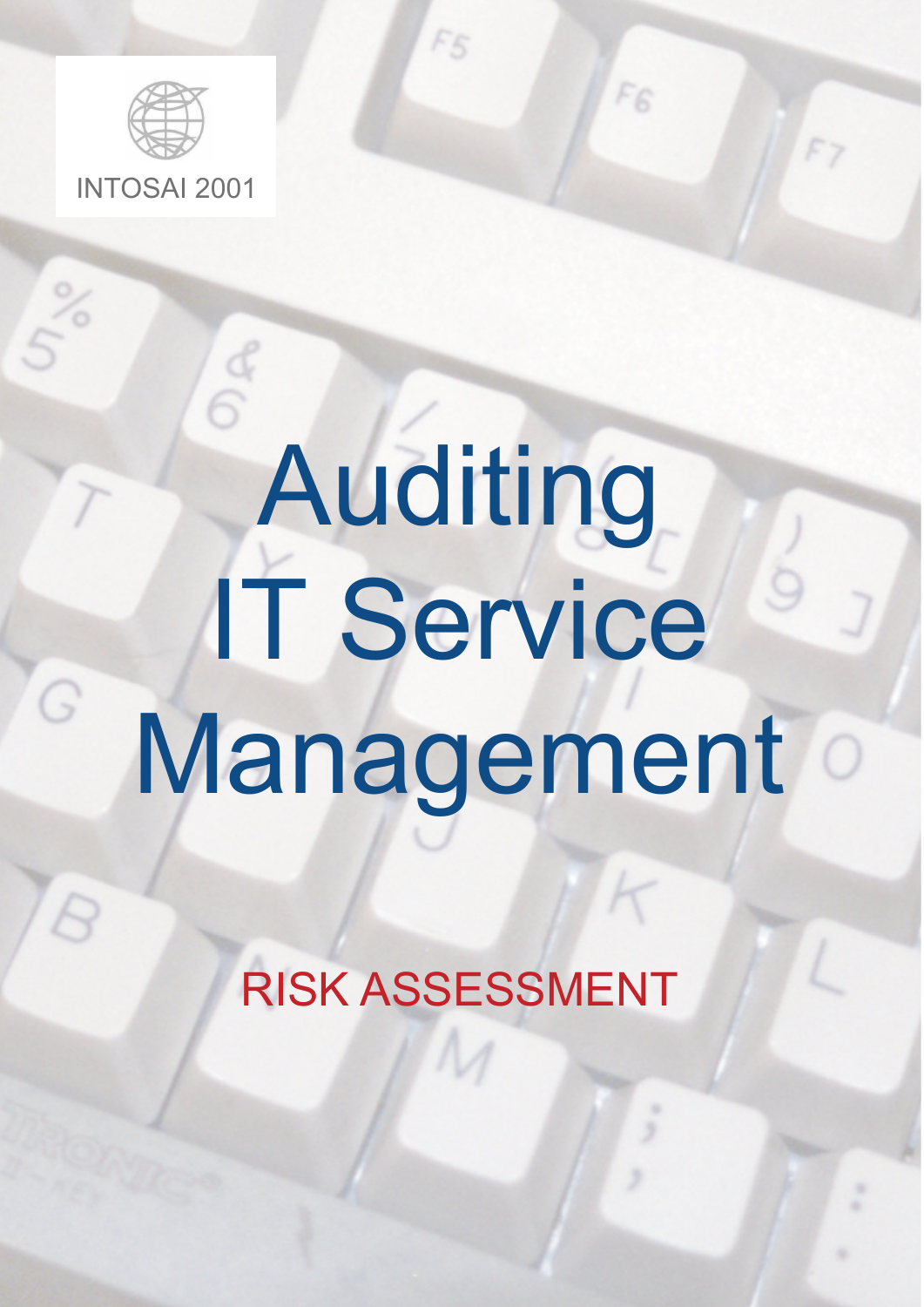INTOSAI 2001

# Auditing IT Service Management

## RISK ASSESSMENT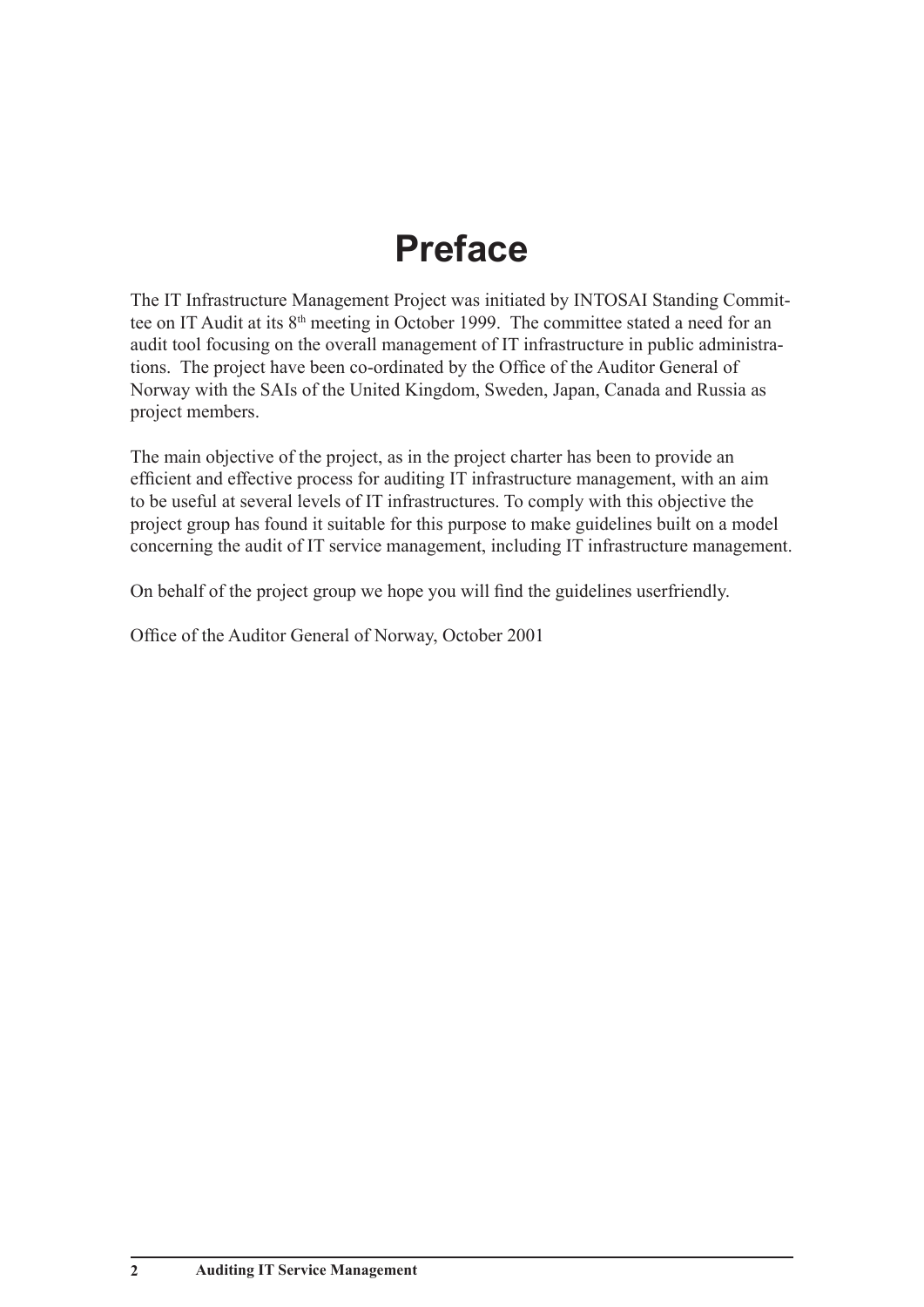# Preface

The IT Infrastructure Management Project was initiated by INTOSAI Standing Committee on IT Audit at its 8th meeting in October 1999. The committee stated a need for an audit tool focusing on the overall management of IT infrastructure in public administrations. The project have been co-ordinated by the Office of the Auditor General of Norway with the SAIs of the United Kingdom, Sweden, Japan, Canada and Russia as project members.

The main objective of the project, as in the project charter has been to provide an efficient and effective process for auditing IT infrastructure management, with an aim to be useful at several levels of IT infrastructures. To comply with this objective the project group has found it suitable for this purpose to make guidelines built on a model concerning the audit of IT service management, including IT infrastructure management.

On behalf of the project group we hope you will find the guidelines userfriendly.

Office of the Auditor General of Norway, October 2001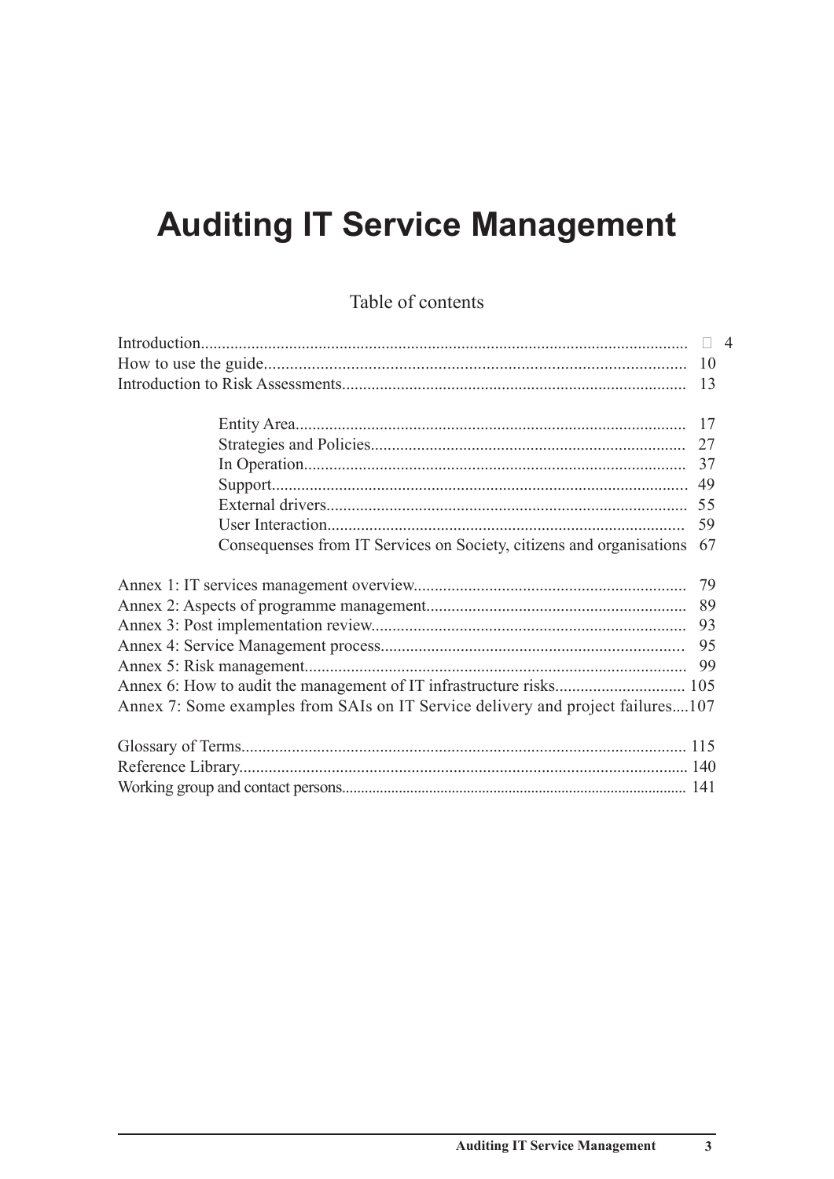# Auditing IT Service Management

## Table of contents

| | |
|---|---|
| Introduction | 4 |
| How to use the guide | 10 |
| Introduction to Risk Assessments | 13 |
| Entity Area | 17 |
| Strategies and Policies | 27 |
| In Operation | 37 |
| Support | 49 |
| External drivers | 55 |
| User Interaction | 59 |
| Consequenses from IT Services on Society, citizens and organisations | 67 |
| Annex 1: IT services management overview | 79 |
| Annex 2: Aspects of programme management | 89 |
| Annex 3: Post implementation review | 93 |
| Annex 4: Service Management process | 95 |
| Annex 5: Risk management | 99 |
| Annex 6: How to audit the management of IT infrastructure risks | 105 |
| Annex 7: Some examples from SAIs on IT Service delivery and project failures | 107 |
| Glossary of Terms | 115 |
| Reference Library | 140 |
| Working group and contact persons | 141 |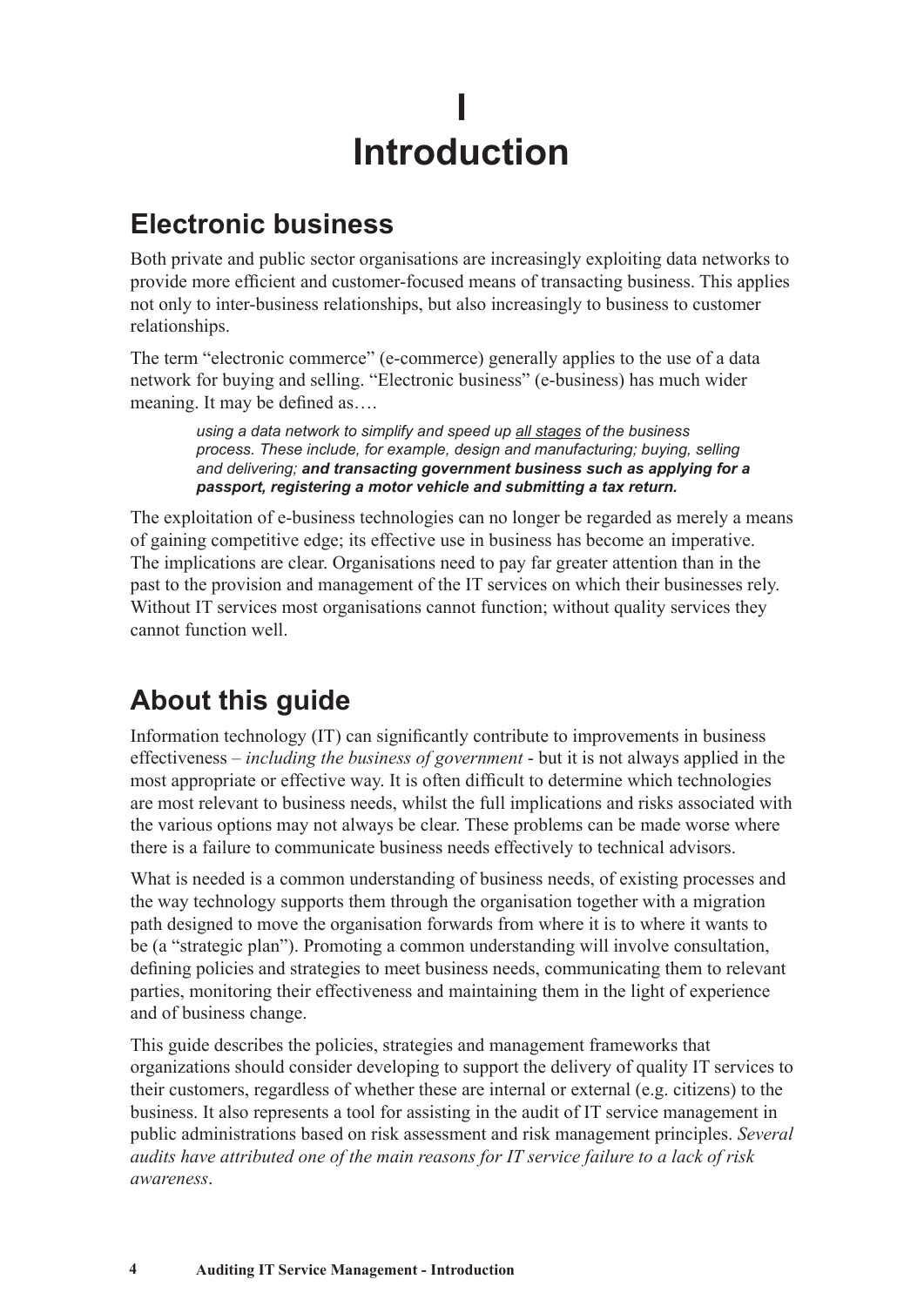# I
# Introduction

## Electronic business

Both private and public sector organisations are increasingly exploiting data networks to provide more efficient and customer-focused means of transacting business. This applies not only to inter-business relationships, but also increasingly to business to customer relationships.

The term "electronic commerce" (e-commerce) generally applies to the use of a data network for buying and selling. "Electronic business" (e-business) has much wider meaning. It may be defined as….

> *using a data network to simplify and speed up <u>all stages</u> of the business process. These include, for example, design and manufacturing; buying, selling and delivering;* ***and transacting government business such as applying for a passport, registering a motor vehicle and submitting a tax return.***

The exploitation of e-business technologies can no longer be regarded as merely a means of gaining competitive edge; its effective use in business has become an imperative. The implications are clear. Organisations need to pay far greater attention than in the past to the provision and management of the IT services on which their businesses rely. Without IT services most organisations cannot function; without quality services they cannot function well.

## About this guide

Information technology (IT) can significantly contribute to improvements in business effectiveness – *including the business of government* - but it is not always applied in the most appropriate or effective way. It is often difficult to determine which technologies are most relevant to business needs, whilst the full implications and risks associated with the various options may not always be clear. These problems can be made worse where there is a failure to communicate business needs effectively to technical advisors.

What is needed is a common understanding of business needs, of existing processes and the way technology supports them through the organisation together with a migration path designed to move the organisation forwards from where it is to where it wants to be (a "strategic plan"). Promoting a common understanding will involve consultation, defining policies and strategies to meet business needs, communicating them to relevant parties, monitoring their effectiveness and maintaining them in the light of experience and of business change.

This guide describes the policies, strategies and management frameworks that organizations should consider developing to support the delivery of quality IT services to their customers, regardless of whether these are internal or external (e.g. citizens) to the business. It also represents a tool for assisting in the audit of IT service management in public administrations based on risk assessment and risk management principles. *Several audits have attributed one of the main reasons for IT service failure to a lack of risk awareness*.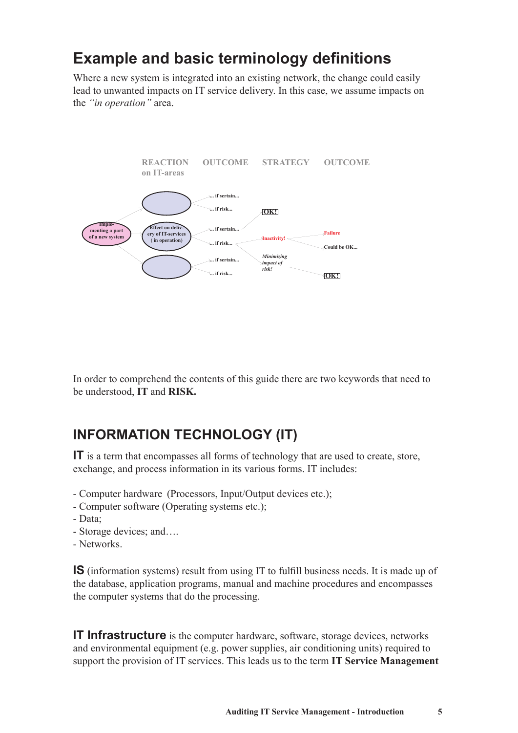## Example and basic terminology definitions

Where a new system is integrated into an existing network, the change could easily lead to unwanted impacts on IT service delivery. In this case, we assume impacts on the *"in operation"* area.

REACTION on IT-areas | OUTCOME | STRATEGY | OUTCOME

Imple-menting a part of a new system

Effect on delivery of IT-services ( in operation)

... if sertain...

... if risk...

... if sertain...

... if risk...

... if sertain...

... if risk...

OK!

Inactivity!

Failure

Could be OK...

*Minimizing impact of risk!*

OK!

In order to comprehend the contents of this guide there are two keywords that need to be understood, **IT** and **RISK.**

## INFORMATION TECHNOLOGY (IT)

**IT** is a term that encompasses all forms of technology that are used to create, store, exchange, and process information in its various forms. IT includes:

- Computer hardware (Processors, Input/Output devices etc.);
- Computer software (Operating systems etc.);
- Data;
- Storage devices; and….
- Networks.

**IS** (information systems) result from using IT to fulfill business needs. It is made up of the database, application programs, manual and machine procedures and encompasses the computer systems that do the processing.

**IT Infrastructure** is the computer hardware, software, storage devices, networks and environmental equipment (e.g. power supplies, air conditioning units) required to support the provision of IT services. This leads us to the term **IT Service Management**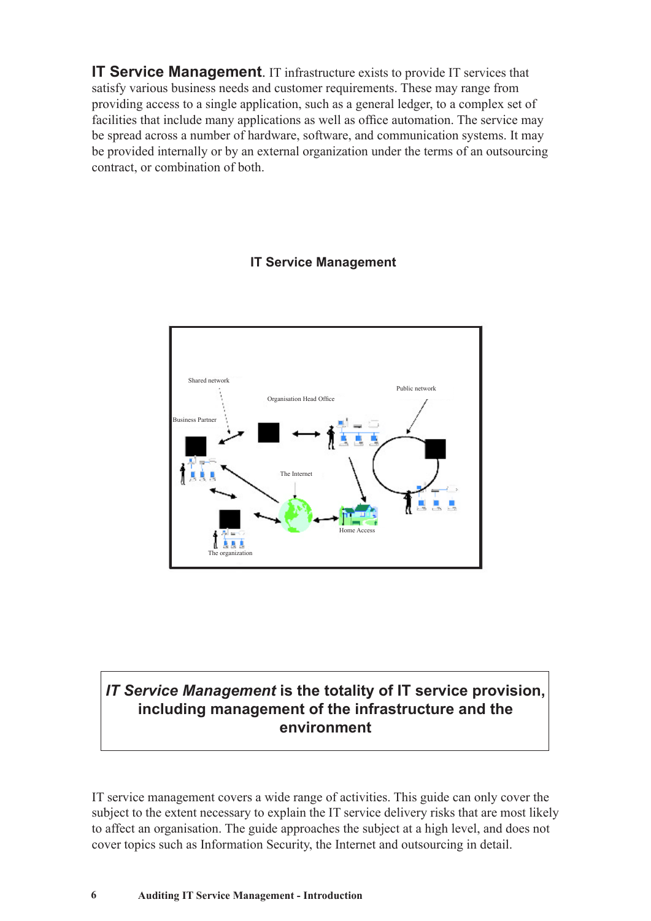**IT Service Management**. IT infrastructure exists to provide IT services that satisfy various business needs and customer requirements. These may range from providing access to a single application, such as a general ledger, to a complex set of facilities that include many applications as well as office automation. The service may be spread across a number of hardware, software, and communication systems. It may be provided internally or by an external organization under the terms of an outsourcing contract, or combination of both.

**IT Service Management**

Shared network

Organisation Head Office

Public network

Business Partner

The Internet

Home Access

The organization

> ***IT Service Management* is the totality of IT service provision, including management of the infrastructure and the environment**

IT service management covers a wide range of activities. This guide can only cover the subject to the extent necessary to explain the IT service delivery risks that are most likely to affect an organisation. The guide approaches the subject at a high level, and does not cover topics such as Information Security, the Internet and outsourcing in detail.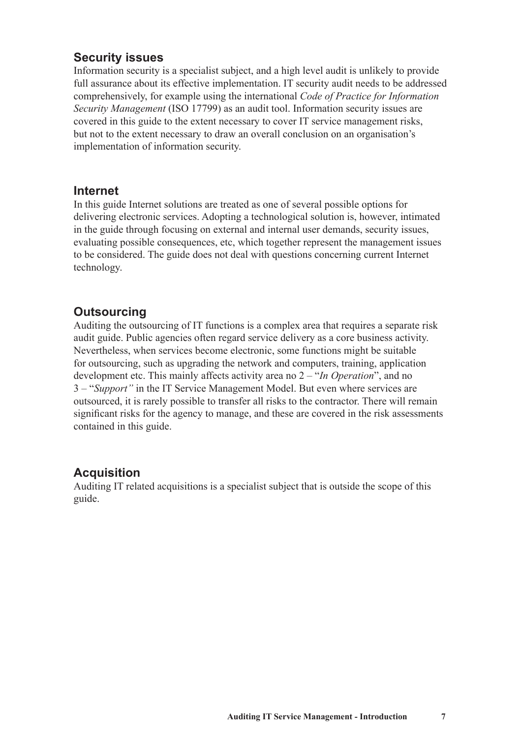## Security issues

Information security is a specialist subject, and a high level audit is unlikely to provide full assurance about its effective implementation. IT security audit needs to be addressed comprehensively, for example using the international *Code of Practice for Information Security Management* (ISO 17799) as an audit tool. Information security issues are covered in this guide to the extent necessary to cover IT service management risks, but not to the extent necessary to draw an overall conclusion on an organisation's implementation of information security.

## Internet

In this guide Internet solutions are treated as one of several possible options for delivering electronic services. Adopting a technological solution is, however, intimated in the guide through focusing on external and internal user demands, security issues, evaluating possible consequences, etc, which together represent the management issues to be considered. The guide does not deal with questions concerning current Internet technology.

## Outsourcing

Auditing the outsourcing of IT functions is a complex area that requires a separate risk audit guide. Public agencies often regard service delivery as a core business activity. Nevertheless, when services become electronic, some functions might be suitable for outsourcing, such as upgrading the network and computers, training, application development etc. This mainly affects activity area no 2 – "*In Operation*", and no 3 – "*Support"* in the IT Service Management Model. But even where services are outsourced, it is rarely possible to transfer all risks to the contractor. There will remain significant risks for the agency to manage, and these are covered in the risk assessments contained in this guide.

## Acquisition

Auditing IT related acquisitions is a specialist subject that is outside the scope of this guide.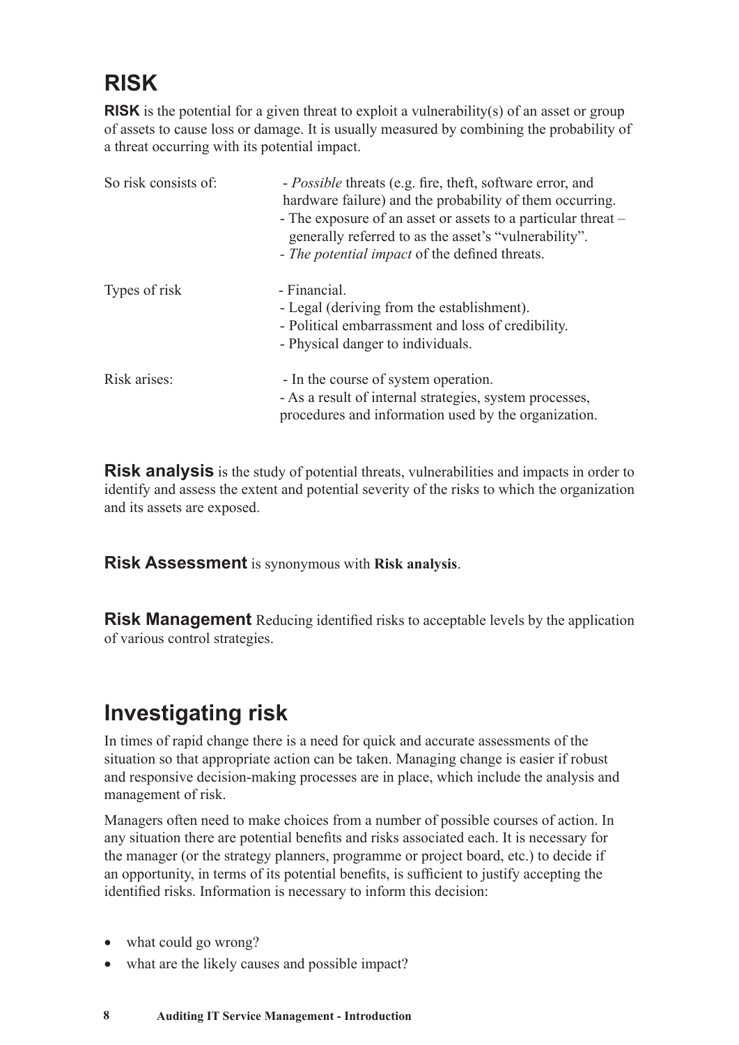## RISK

**RISK** is the potential for a given threat to exploit a vulnerability(s) of an asset or group of assets to cause loss or damage. It is usually measured by combining the probability of a threat occurring with its potential impact.

| | |
|---|---|
| So risk consists of: | - *Possible* threats (e.g. fire, theft, software error, and hardware failure) and the probability of them occurring.<br>- The exposure of an asset or assets to a particular threat – generally referred to as the asset's "vulnerability".<br>- *The potential impact* of the defined threats. |
| Types of risk | - Financial.<br>- Legal (deriving from the establishment).<br>- Political embarrassment and loss of credibility.<br>- Physical danger to individuals. |
| Risk arises: | - In the course of system operation.<br>- As a result of internal strategies, system processes, procedures and information used by the organization. |

**Risk analysis** is the study of potential threats, vulnerabilities and impacts in order to identify and assess the extent and potential severity of the risks to which the organization and its assets are exposed.

**Risk Assessment** is synonymous with **Risk analysis**.

**Risk Management** Reducing identified risks to acceptable levels by the application of various control strategies.

## Investigating risk

In times of rapid change there is a need for quick and accurate assessments of the situation so that appropriate action can be taken. Managing change is easier if robust and responsive decision-making processes are in place, which include the analysis and management of risk.

Managers often need to make choices from a number of possible courses of action. In any situation there are potential benefits and risks associated each. It is necessary for the manager (or the strategy planners, programme or project board, etc.) to decide if an opportunity, in terms of its potential benefits, is sufficient to justify accepting the identified risks. Information is necessary to inform this decision:

- what could go wrong?
- what are the likely causes and possible impact?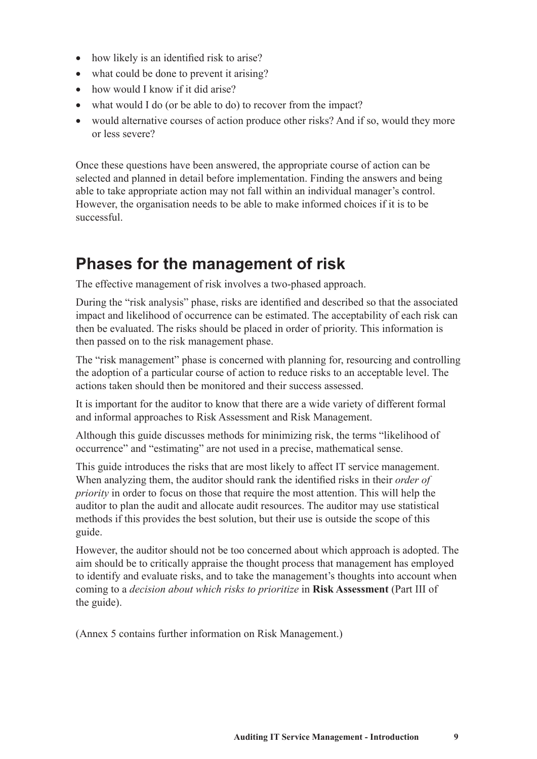- how likely is an identified risk to arise?
- what could be done to prevent it arising?
- how would I know if it did arise?
- what would I do (or be able to do) to recover from the impact?
- would alternative courses of action produce other risks? And if so, would they more or less severe?

Once these questions have been answered, the appropriate course of action can be selected and planned in detail before implementation. Finding the answers and being able to take appropriate action may not fall within an individual manager's control. However, the organisation needs to be able to make informed choices if it is to be successful.

## Phases for the management of risk

The effective management of risk involves a two-phased approach.

During the "risk analysis" phase, risks are identified and described so that the associated impact and likelihood of occurrence can be estimated. The acceptability of each risk can then be evaluated. The risks should be placed in order of priority. This information is then passed on to the risk management phase.

The "risk management" phase is concerned with planning for, resourcing and controlling the adoption of a particular course of action to reduce risks to an acceptable level. The actions taken should then be monitored and their success assessed.

It is important for the auditor to know that there are a wide variety of different formal and informal approaches to Risk Assessment and Risk Management.

Although this guide discusses methods for minimizing risk, the terms "likelihood of occurrence" and "estimating" are not used in a precise, mathematical sense.

This guide introduces the risks that are most likely to affect IT service management. When analyzing them, the auditor should rank the identified risks in their *order of priority* in order to focus on those that require the most attention. This will help the auditor to plan the audit and allocate audit resources. The auditor may use statistical methods if this provides the best solution, but their use is outside the scope of this guide.

However, the auditor should not be too concerned about which approach is adopted. The aim should be to critically appraise the thought process that management has employed to identify and evaluate risks, and to take the management's thoughts into account when coming to a *decision about which risks to prioritize* in **Risk Assessment** (Part III of the guide).

(Annex 5 contains further information on Risk Management.)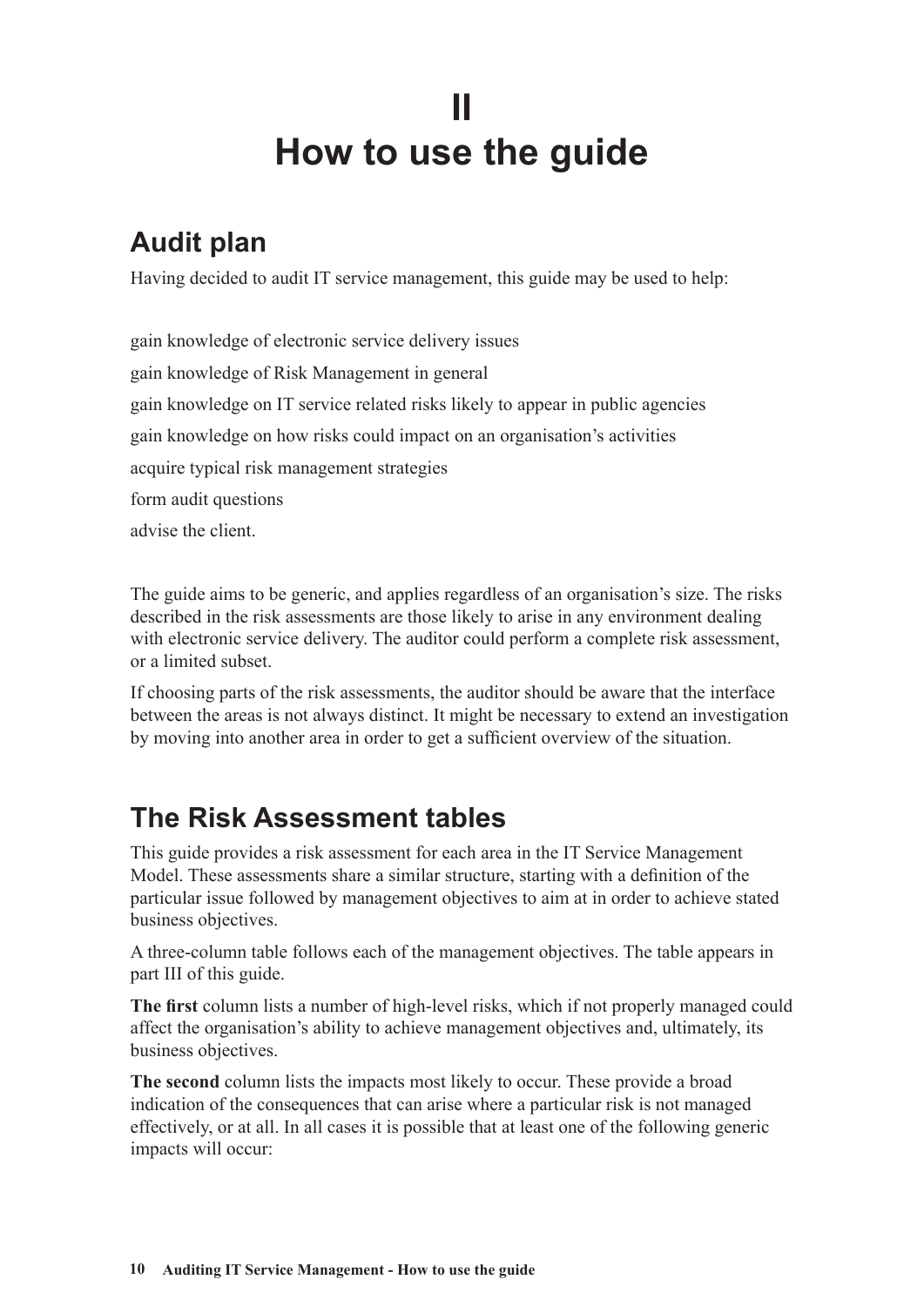# II
# How to use the guide

## Audit plan

Having decided to audit IT service management, this guide may be used to help:

gain knowledge of electronic service delivery issues

gain knowledge of Risk Management in general

gain knowledge on IT service related risks likely to appear in public agencies

gain knowledge on how risks could impact on an organisation's activities

acquire typical risk management strategies

form audit questions

advise the client.

The guide aims to be generic, and applies regardless of an organisation's size. The risks described in the risk assessments are those likely to arise in any environment dealing with electronic service delivery. The auditor could perform a complete risk assessment, or a limited subset.

If choosing parts of the risk assessments, the auditor should be aware that the interface between the areas is not always distinct. It might be necessary to extend an investigation by moving into another area in order to get a sufficient overview of the situation.

## The Risk Assessment tables

This guide provides a risk assessment for each area in the IT Service Management Model. These assessments share a similar structure, starting with a definition of the particular issue followed by management objectives to aim at in order to achieve stated business objectives.

A three-column table follows each of the management objectives. The table appears in part III of this guide.

**The first** column lists a number of high-level risks, which if not properly managed could affect the organisation's ability to achieve management objectives and, ultimately, its business objectives.

**The second** column lists the impacts most likely to occur. These provide a broad indication of the consequences that can arise where a particular risk is not managed effectively, or at all. In all cases it is possible that at least one of the following generic impacts will occur: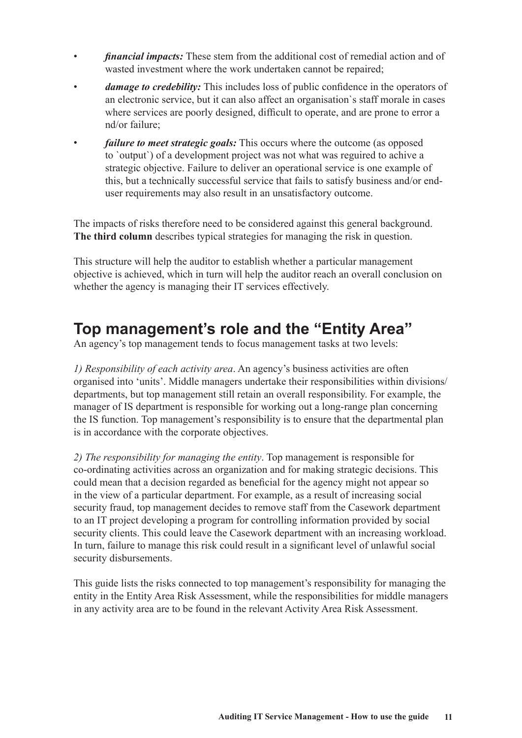- ***financial impacts:*** These stem from the additional cost of remedial action and of wasted investment where the work undertaken cannot be repaired;
- ***damage to credebility:*** This includes loss of public confidence in the operators of an electronic service, but it can also affect an organisation`s staff morale in cases where services are poorly designed, difficult to operate, and are prone to error a nd/or failure;
- ***failure to meet strategic goals:*** This occurs where the outcome (as opposed to `output`) of a development project was not what was reguired to achive a strategic objective. Failure to deliver an operational service is one example of this, but a technically successful service that fails to satisfy business and/or end-user requirements may also result in an unsatisfactory outcome.

The impacts of risks therefore need to be considered against this general background. **The third column** describes typical strategies for managing the risk in question.

This structure will help the auditor to establish whether a particular management objective is achieved, which in turn will help the auditor reach an overall conclusion on whether the agency is managing their IT services effectively.

## Top management's role and the "Entity Area"

An agency's top management tends to focus management tasks at two levels:

*1) Responsibility of each activity area*. An agency's business activities are often organised into 'units'. Middle managers undertake their responsibilities within divisions/departments, but top management still retain an overall responsibility. For example, the manager of IS department is responsible for working out a long-range plan concerning the IS function. Top management's responsibility is to ensure that the departmental plan is in accordance with the corporate objectives.

*2) The responsibility for managing the entity*. Top management is responsible for co-ordinating activities across an organization and for making strategic decisions. This could mean that a decision regarded as beneficial for the agency might not appear so in the view of a particular department. For example, as a result of increasing social security fraud, top management decides to remove staff from the Casework department to an IT project developing a program for controlling information provided by social security clients. This could leave the Casework department with an increasing workload. In turn, failure to manage this risk could result in a significant level of unlawful social security disbursements.

This guide lists the risks connected to top management's responsibility for managing the entity in the Entity Area Risk Assessment, while the responsibilities for middle managers in any activity area are to be found in the relevant Activity Area Risk Assessment.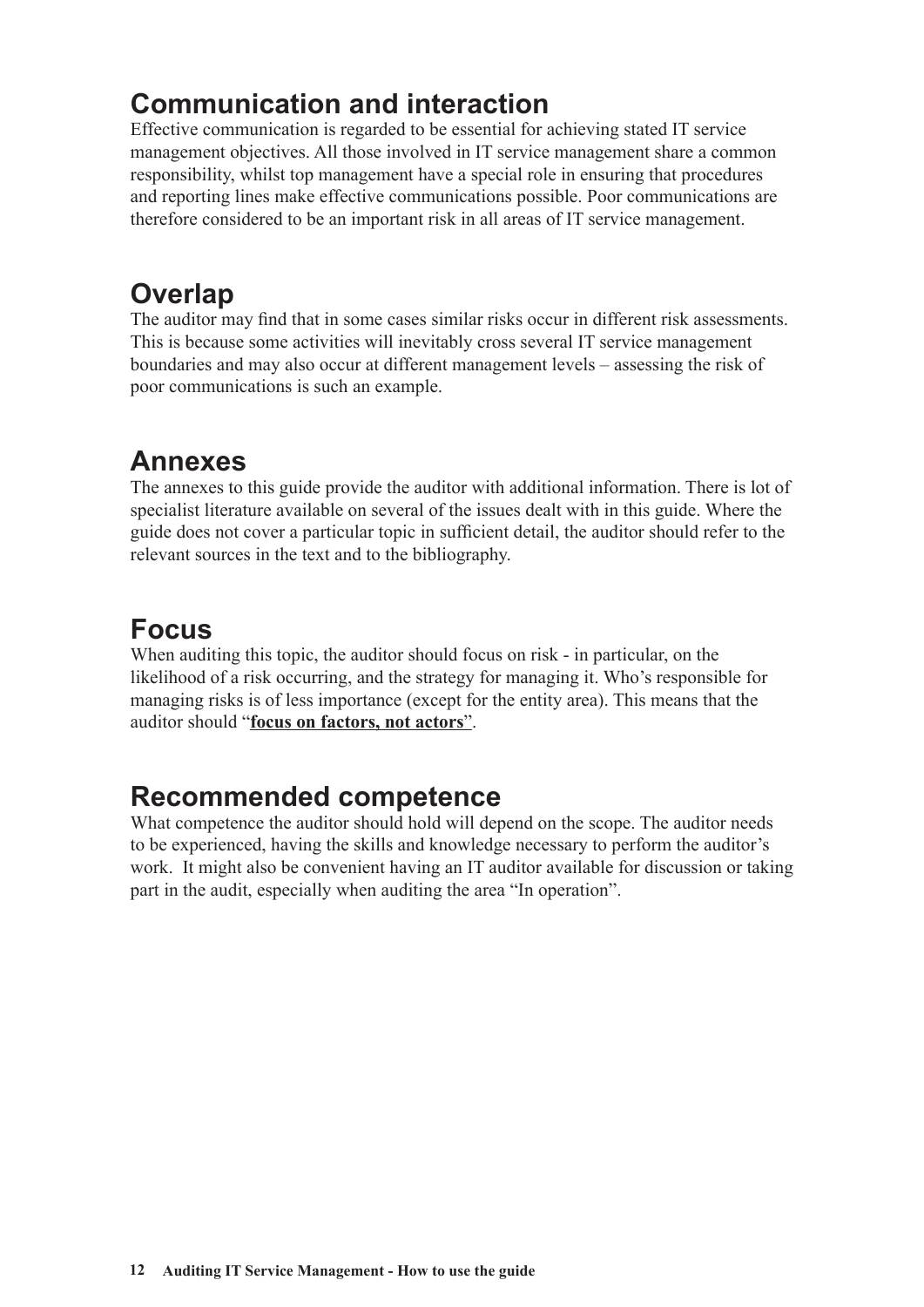## Communication and interaction

Effective communication is regarded to be essential for achieving stated IT service management objectives. All those involved in IT service management share a common responsibility, whilst top management have a special role in ensuring that procedures and reporting lines make effective communications possible. Poor communications are therefore considered to be an important risk in all areas of IT service management.

## Overlap

The auditor may find that in some cases similar risks occur in different risk assessments. This is because some activities will inevitably cross several IT service management boundaries and may also occur at different management levels – assessing the risk of poor communications is such an example.

## Annexes

The annexes to this guide provide the auditor with additional information. There is lot of specialist literature available on several of the issues dealt with in this guide. Where the guide does not cover a particular topic in sufficient detail, the auditor should refer to the relevant sources in the text and to the bibliography.

## Focus

When auditing this topic, the auditor should focus on risk - in particular, on the likelihood of a risk occurring, and the strategy for managing it. Who's responsible for managing risks is of less importance (except for the entity area). This means that the auditor should "**focus on factors, not actors**".

## Recommended competence

What competence the auditor should hold will depend on the scope. The auditor needs to be experienced, having the skills and knowledge necessary to perform the auditor's work. It might also be convenient having an IT auditor available for discussion or taking part in the audit, especially when auditing the area "In operation".